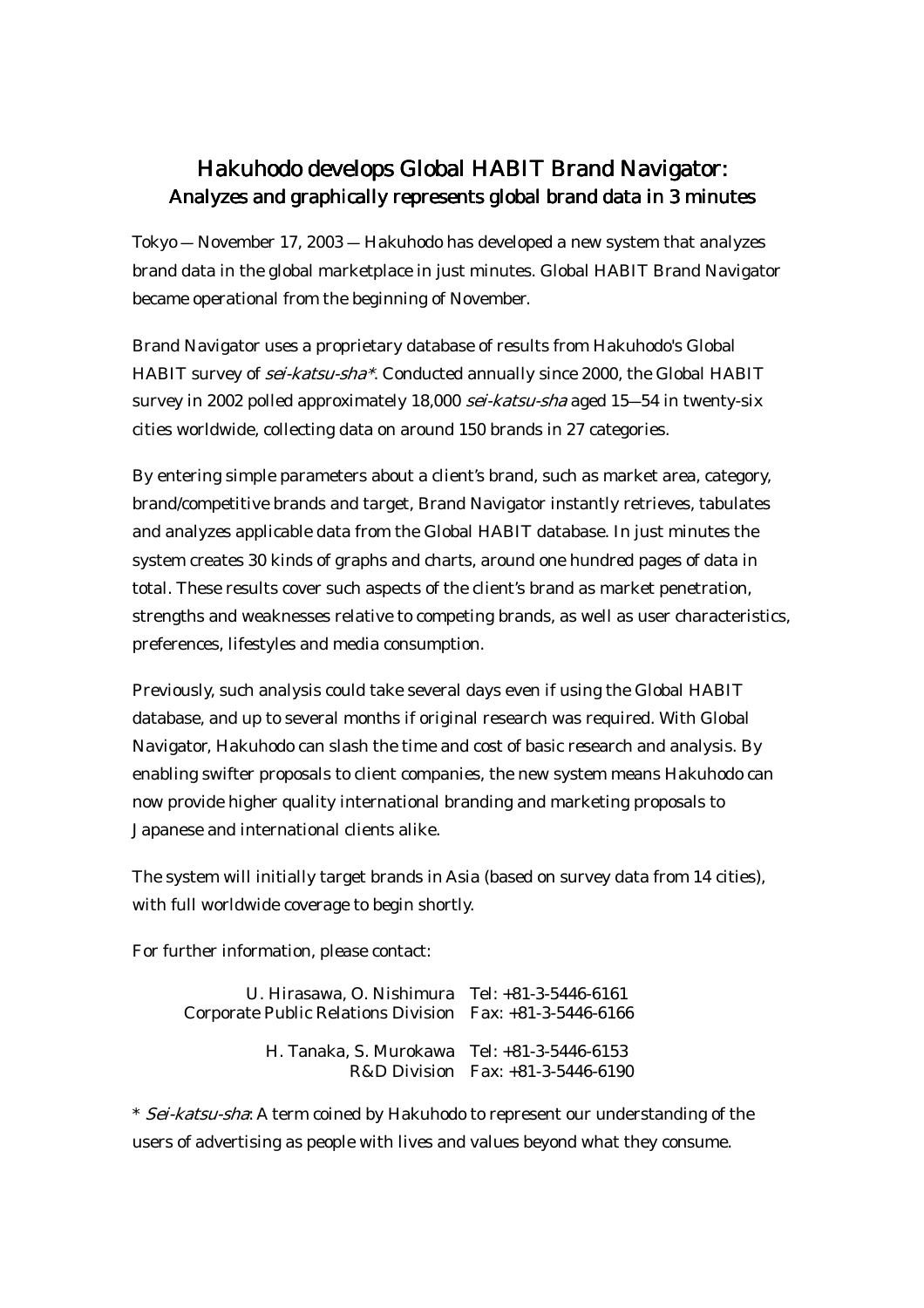# Hakuhodo develops Global HABIT Brand Navigator:
## Analyzes and graphically represents global brand data in 3 minutes

Tokyo — November 17, 2003 — Hakuhodo has developed a new system that analyzes brand data in the global marketplace in just minutes. Global HABIT Brand Navigator became operational from the beginning of November.

Brand Navigator uses a proprietary database of results from Hakuhodo's Global HABIT survey of *sei-katsu-sha\**. Conducted annually since 2000, the Global HABIT survey in 2002 polled approximately 18,000 *sei-katsu-sha* aged 15–54 in twenty-six cities worldwide, collecting data on around 150 brands in 27 categories.

By entering simple parameters about a client's brand, such as market area, category, brand/competitive brands and target, Brand Navigator instantly retrieves, tabulates and analyzes applicable data from the Global HABIT database. In just minutes the system creates 30 kinds of graphs and charts, around one hundred pages of data in total. These results cover such aspects of the client's brand as market penetration, strengths and weaknesses relative to competing brands, as well as user characteristics, preferences, lifestyles and media consumption.

Previously, such analysis could take several days even if using the Global HABIT database, and up to several months if original research was required. With Global Navigator, Hakuhodo can slash the time and cost of basic research and analysis. By enabling swifter proposals to client companies, the new system means Hakuhodo can now provide higher quality international branding and marketing proposals to Japanese and international clients alike.

The system will initially target brands in Asia (based on survey data from 14 cities), with full worldwide coverage to begin shortly.

For further information, please contact:

| | |
|---|---|
| U. Hirasawa, O. Nishimura | Tel: +81-3-5446-6161 |
| Corporate Public Relations Division | Fax: +81-3-5446-6166 |
| H. Tanaka, S. Murokawa | Tel: +81-3-5446-6153 |
| R&D Division | Fax: +81-3-5446-6190 |

\* *Sei-katsu-sha*: A term coined by Hakuhodo to represent our understanding of the users of advertising as people with lives and values beyond what they consume.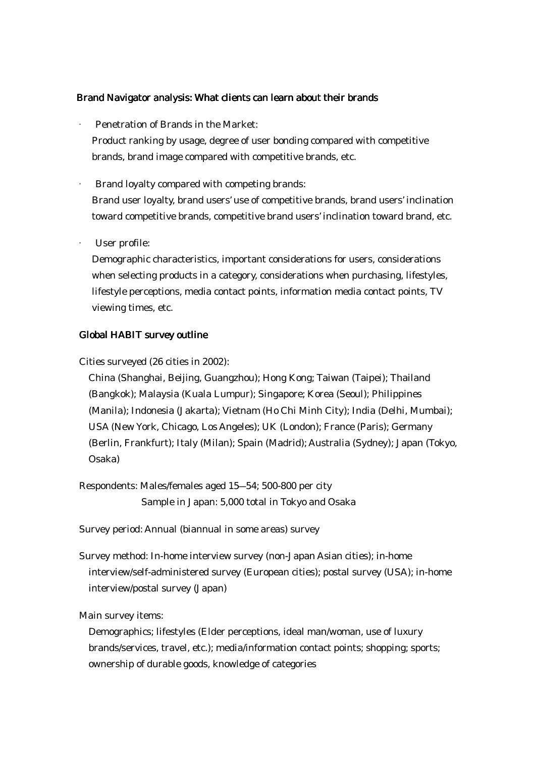## Brand Navigator analysis: What clients can learn about their brands

- Penetration of Brands in the Market:
  Product ranking by usage, degree of user bonding compared with competitive brands, brand image compared with competitive brands, etc.

- Brand loyalty compared with competing brands:
  Brand user loyalty, brand users' use of competitive brands, brand users' inclination toward competitive brands, competitive brand users' inclination toward brand, etc.

- User profile:
  Demographic characteristics, important considerations for users, considerations when selecting products in a category, considerations when purchasing, lifestyles, lifestyle perceptions, media contact points, information media contact points, TV viewing times, etc.

## Global HABIT survey outline

Cities surveyed (26 cities in 2002):
China (Shanghai, Beijing, Guangzhou); Hong Kong; Taiwan (Taipei); Thailand (Bangkok); Malaysia (Kuala Lumpur); Singapore; Korea (Seoul); Philippines (Manila); Indonesia (Jakarta); Vietnam (Ho Chi Minh City); India (Delhi, Mumbai); USA (New York, Chicago, Los Angeles); UK (London); France (Paris); Germany (Berlin, Frankfurt); Italy (Milan); Spain (Madrid); Australia (Sydney); Japan (Tokyo, Osaka)

Respondents: Males/females aged 15—54; 500-800 per city
Sample in Japan: 5,000 total in Tokyo and Osaka

Survey period: Annual (biannual in some areas) survey

Survey method: In-home interview survey (non-Japan Asian cities); in-home interview/self-administered survey (European cities); postal survey (USA); in-home interview/postal survey (Japan)

Main survey items:
Demographics; lifestyles (Elder perceptions, ideal man/woman, use of luxury brands/services, travel, etc.); media/information contact points; shopping; sports; ownership of durable goods, knowledge of categories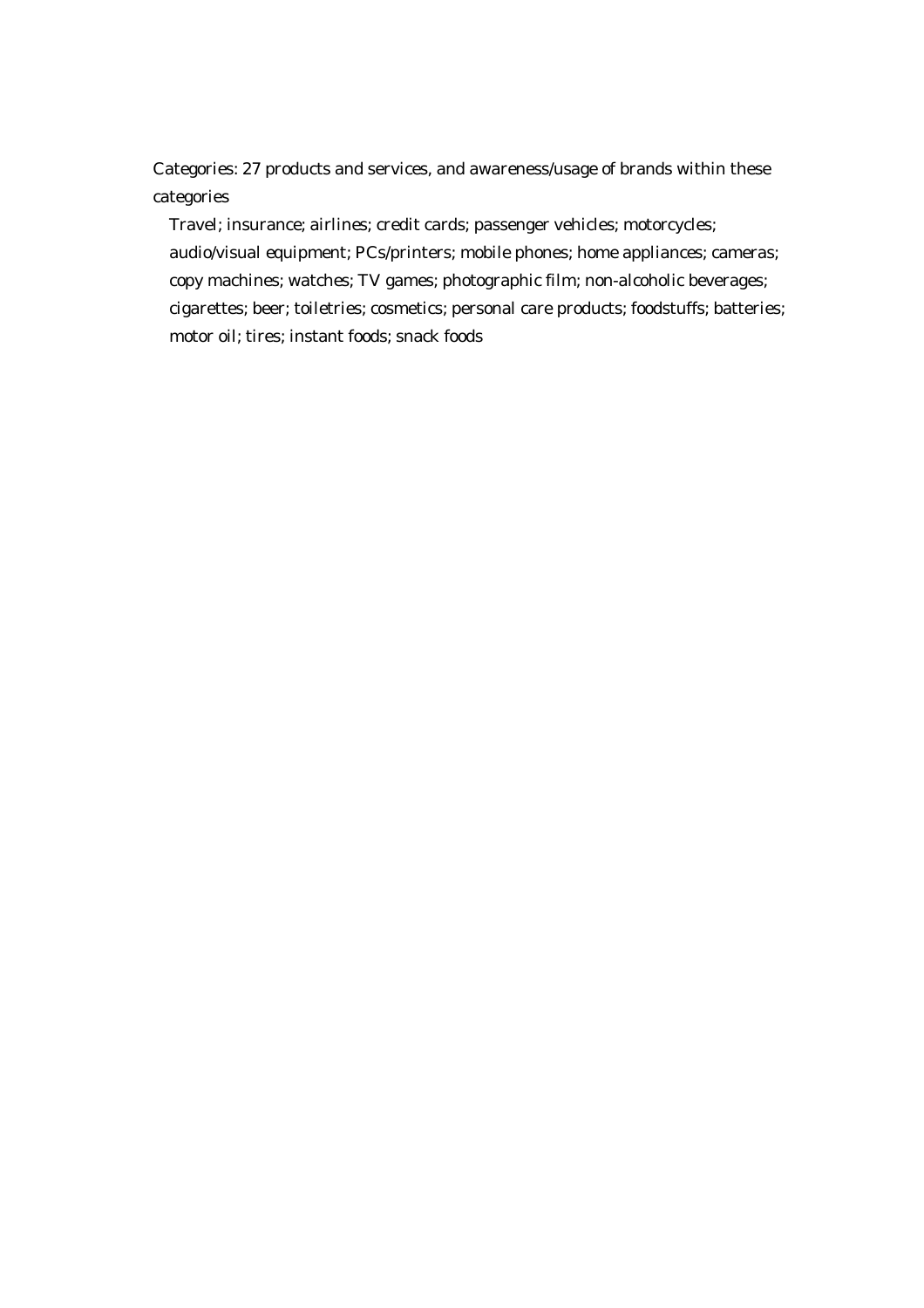Categories: 27 products and services, and awareness/usage of brands within these categories

Travel; insurance; airlines; credit cards; passenger vehicles; motorcycles; audio/visual equipment; PCs/printers; mobile phones; home appliances; cameras; copy machines; watches; TV games; photographic film; non-alcoholic beverages; cigarettes; beer; toiletries; cosmetics; personal care products; foodstuffs; batteries; motor oil; tires; instant foods; snack foods